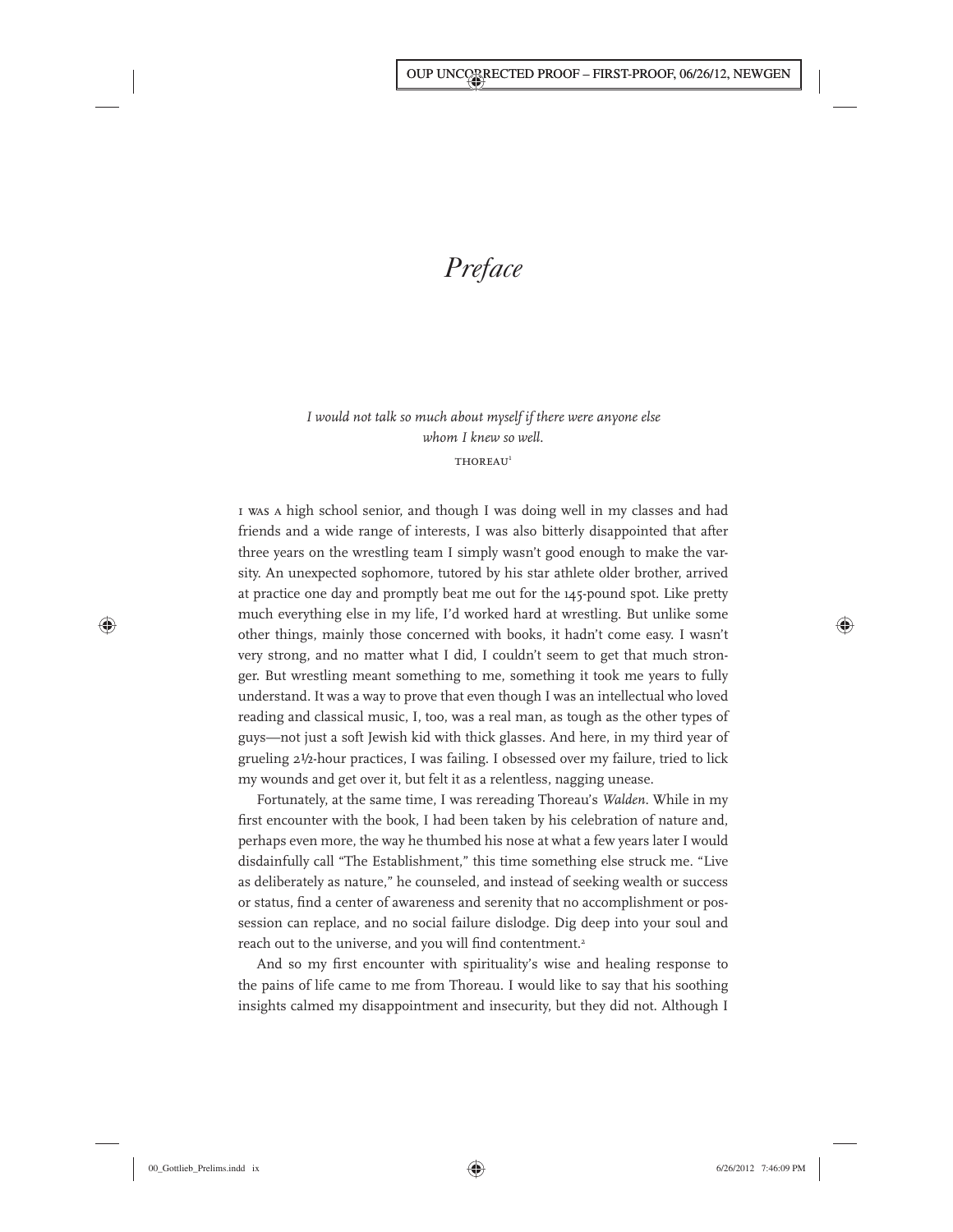# *Preface*

*I would not talk so much about myself if there were anyone else whom I knew so well.*

THOREAU[1]

I WAS A high school senior, and though I was doing well in my classes and had friends and a wide range of interests, I was also bitterly disappointed that after three years on the wrestling team I simply wasn't good enough to make the varsity. An unexpected sophomore, tutored by his star athlete older brother, arrived at practice one day and promptly beat me out for the 145-pound spot. Like pretty much everything else in my life, I'd worked hard at wrestling. But unlike some other things, mainly those concerned with books, it hadn't come easy. I wasn't very strong, and no matter what I did, I couldn't seem to get that much stronger. But wrestling meant something to me, something it took me years to fully understand. It was a way to prove that even though I was an intellectual who loved reading and classical music, I, too, was a real man, as tough as the other types of guys—not just a soft Jewish kid with thick glasses. And here, in my third year of grueling 2½-hour practices, I was failing. I obsessed over my failure, tried to lick my wounds and get over it, but felt it as a relentless, nagging unease.

Fortunately, at the same time, I was rereading Thoreau's *Walden*. While in my first encounter with the book, I had been taken by his celebration of nature and, perhaps even more, the way he thumbed his nose at what a few years later I would disdainfully call "The Establishment," this time something else struck me. "Live as deliberately as nature," he counseled, and instead of seeking wealth or success or status, find a center of awareness and serenity that no accomplishment or possession can replace, and no social failure dislodge. Dig deep into your soul and reach out to the universe, and you will find contentment.[2]

And so my first encounter with spirituality's wise and healing response to the pains of life came to me from Thoreau. I would like to say that his soothing insights calmed my disappointment and insecurity, but they did not. Although I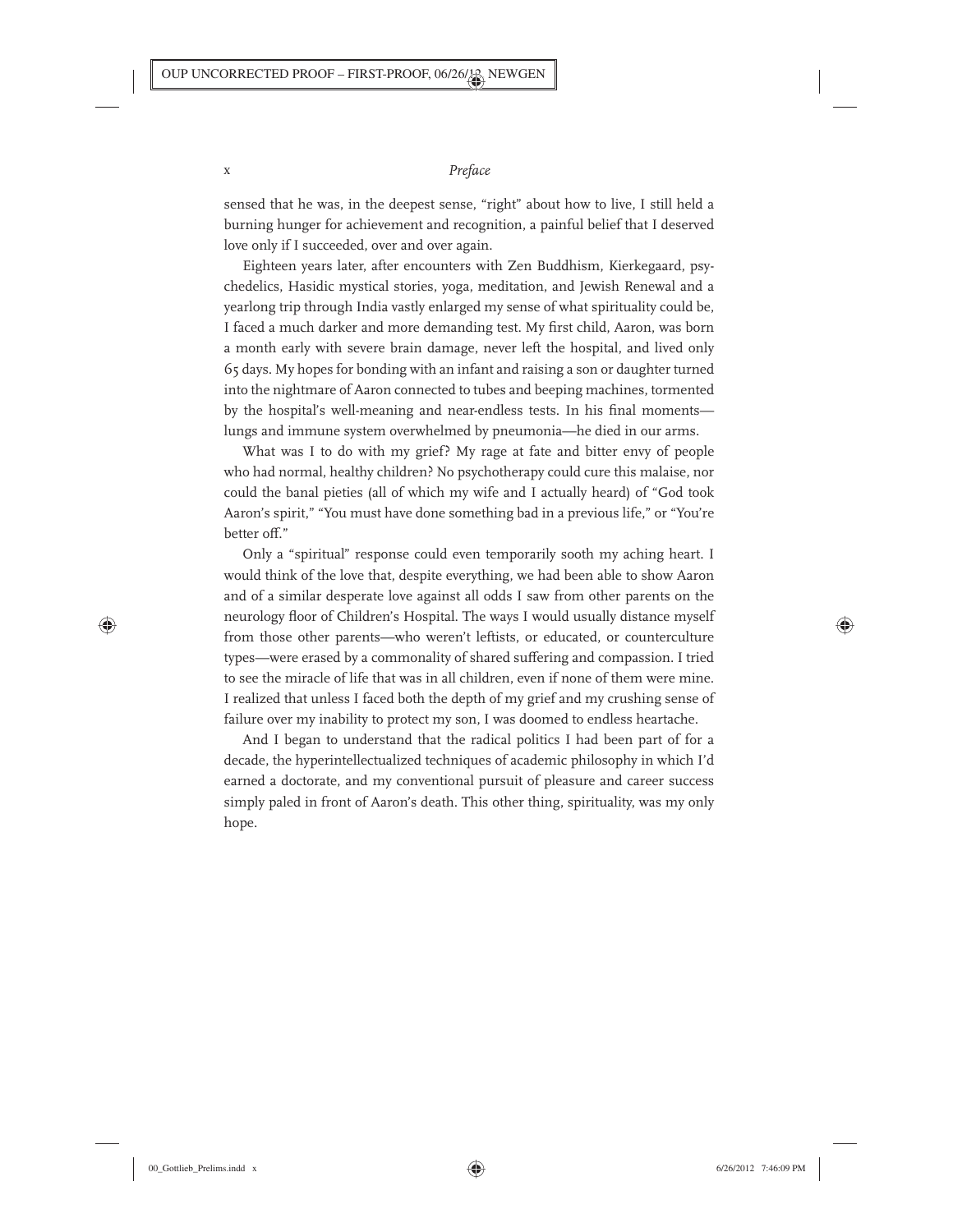sensed that he was, in the deepest sense, "right" about how to live, I still held a burning hunger for achievement and recognition, a painful belief that I deserved love only if I succeeded, over and over again.

Eighteen years later, after encounters with Zen Buddhism, Kierkegaard, psychedelics, Hasidic mystical stories, yoga, meditation, and Jewish Renewal and a yearlong trip through India vastly enlarged my sense of what spirituality could be, I faced a much darker and more demanding test. My first child, Aaron, was born a month early with severe brain damage, never left the hospital, and lived only 65 days. My hopes for bonding with an infant and raising a son or daughter turned into the nightmare of Aaron connected to tubes and beeping machines, tormented by the hospital's well-meaning and near-endless tests. In his final moments—lungs and immune system overwhelmed by pneumonia—he died in our arms.

What was I to do with my grief? My rage at fate and bitter envy of people who had normal, healthy children? No psychotherapy could cure this malaise, nor could the banal pieties (all of which my wife and I actually heard) of "God took Aaron's spirit," "You must have done something bad in a previous life," or "You're better off."

Only a "spiritual" response could even temporarily sooth my aching heart. I would think of the love that, despite everything, we had been able to show Aaron and of a similar desperate love against all odds I saw from other parents on the neurology floor of Children's Hospital. The ways I would usually distance myself from those other parents—who weren't leftists, or educated, or counterculture types—were erased by a commonality of shared suffering and compassion. I tried to see the miracle of life that was in all children, even if none of them were mine. I realized that unless I faced both the depth of my grief and my crushing sense of failure over my inability to protect my son, I was doomed to endless heartache.

And I began to understand that the radical politics I had been part of for a decade, the hyperintellectualized techniques of academic philosophy in which I'd earned a doctorate, and my conventional pursuit of pleasure and career success simply paled in front of Aaron's death. This other thing, spirituality, was my only hope.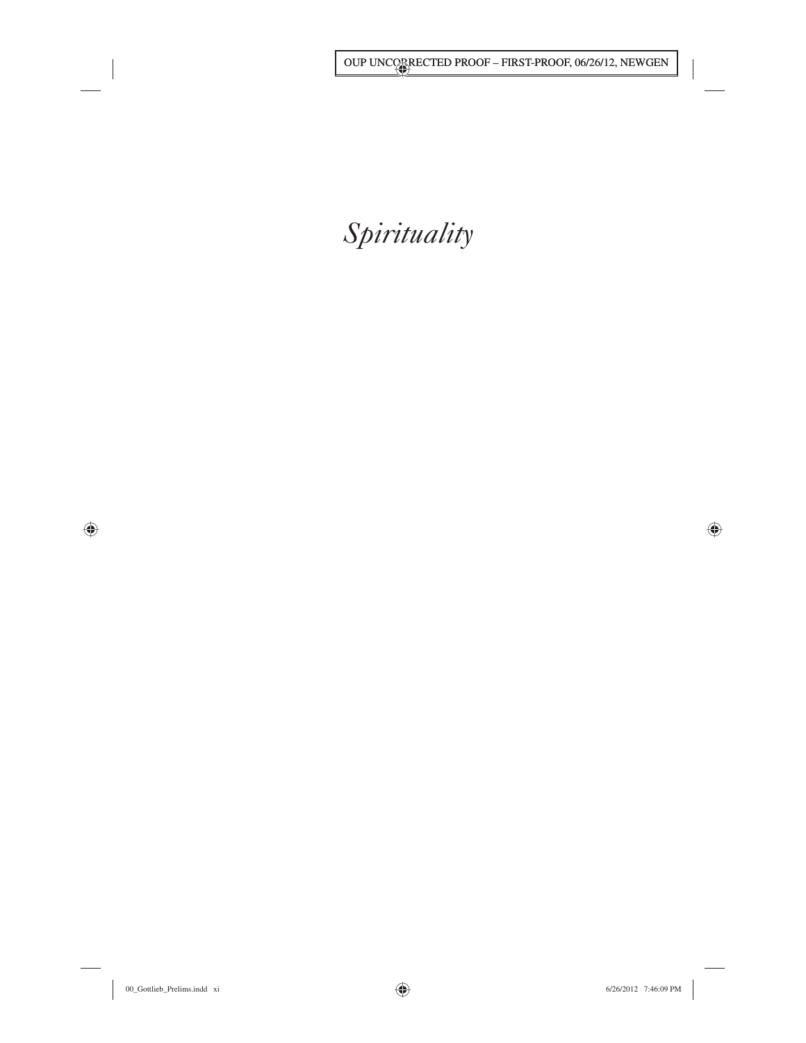*Spirituality*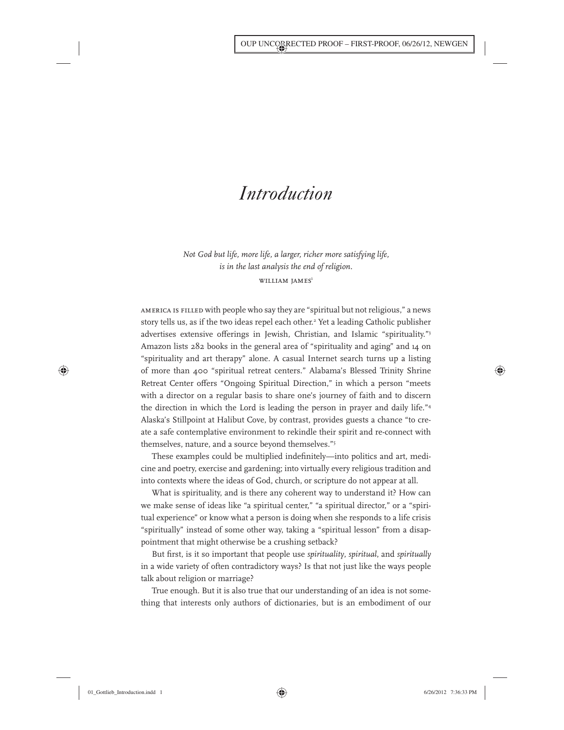# *Introduction*

*Not God but life, more life, a larger, richer more satisfying life, is in the last analysis the end of religion.*

WILLIAM JAMES[1]

AMERICA IS FILLED with people who say they are "spiritual but not religious," a news story tells us, as if the two ideas repel each other.[2] Yet a leading Catholic publisher advertises extensive offerings in Jewish, Christian, and Islamic "spirituality."[3] Amazon lists 282 books in the general area of "spirituality and aging" and 14 on "spirituality and art therapy" alone. A casual Internet search turns up a listing of more than 400 "spiritual retreat centers." Alabama's Blessed Trinity Shrine Retreat Center offers "Ongoing Spiritual Direction," in which a person "meets with a director on a regular basis to share one's journey of faith and to discern the direction in which the Lord is leading the person in prayer and daily life."[4] Alaska's Stillpoint at Halibut Cove, by contrast, provides guests a chance "to create a safe contemplative environment to rekindle their spirit and re-connect with themselves, nature, and a source beyond themselves."[5]

These examples could be multiplied indefinitely—into politics and art, medicine and poetry, exercise and gardening; into virtually every religious tradition and into contexts where the ideas of God, church, or scripture do not appear at all.

What is spirituality, and is there any coherent way to understand it? How can we make sense of ideas like "a spiritual center," "a spiritual director," or a "spiritual experience" or know what a person is doing when she responds to a life crisis "spiritually" instead of some other way, taking a "spiritual lesson" from a disappointment that might otherwise be a crushing setback?

But first, is it so important that people use *spirituality*, *spiritual*, and *spiritually* in a wide variety of often contradictory ways? Is that not just like the ways people talk about religion or marriage?

True enough. But it is also true that our understanding of an idea is not something that interests only authors of dictionaries, but is an embodiment of our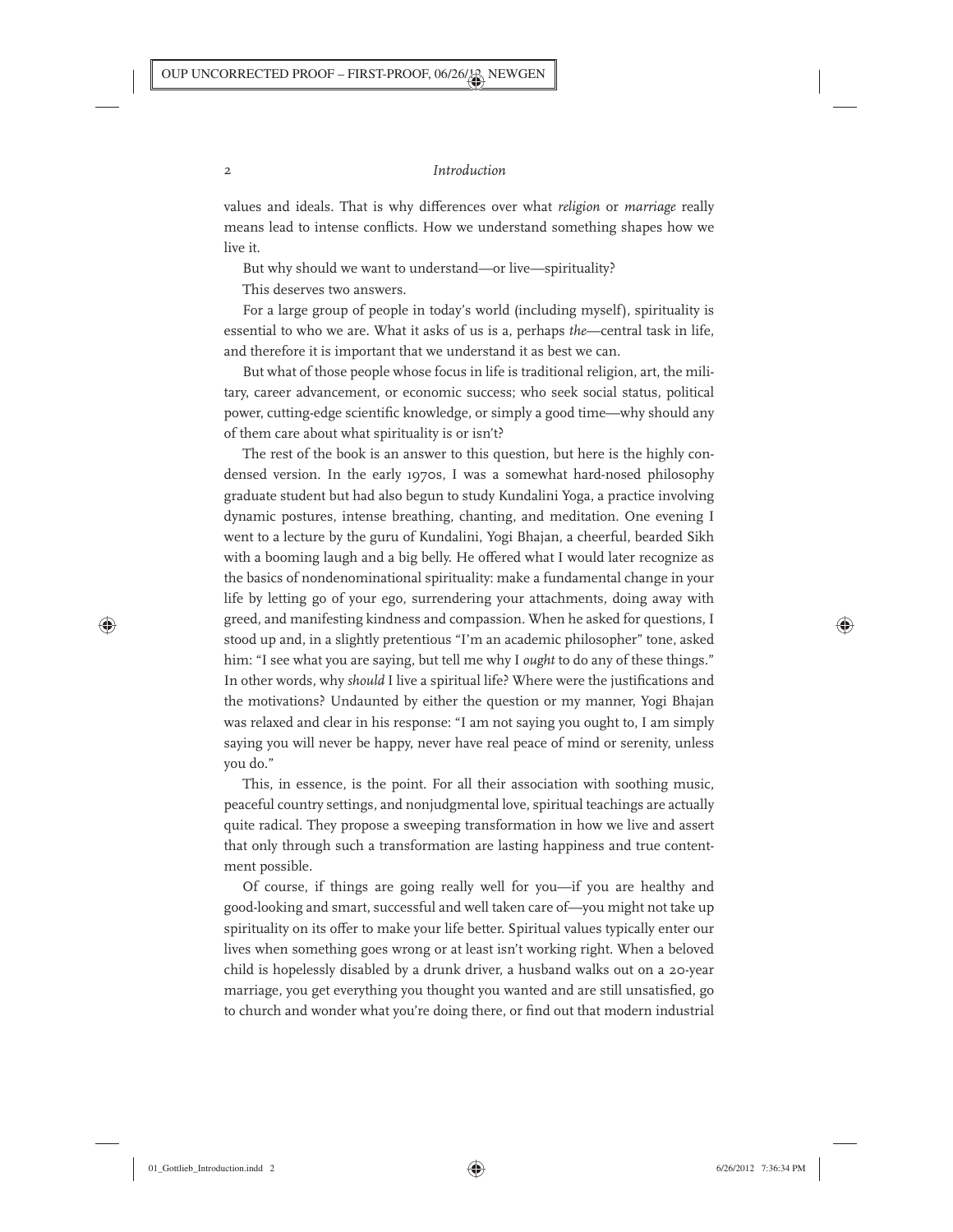values and ideals. That is why differences over what *religion* or *marriage* really means lead to intense conflicts. How we understand something shapes how we live it.

But why should we want to understand—or live—spirituality?

This deserves two answers.

For a large group of people in today's world (including myself), spirituality is essential to who we are. What it asks of us is a, perhaps *the*—central task in life, and therefore it is important that we understand it as best we can.

But what of those people whose focus in life is traditional religion, art, the military, career advancement, or economic success; who seek social status, political power, cutting-edge scientific knowledge, or simply a good time—why should any of them care about what spirituality is or isn't?

The rest of the book is an answer to this question, but here is the highly condensed version. In the early 1970s, I was a somewhat hard-nosed philosophy graduate student but had also begun to study Kundalini Yoga, a practice involving dynamic postures, intense breathing, chanting, and meditation. One evening I went to a lecture by the guru of Kundalini, Yogi Bhajan, a cheerful, bearded Sikh with a booming laugh and a big belly. He offered what I would later recognize as the basics of nondenominational spirituality: make a fundamental change in your life by letting go of your ego, surrendering your attachments, doing away with greed, and manifesting kindness and compassion. When he asked for questions, I stood up and, in a slightly pretentious "I'm an academic philosopher" tone, asked him: "I see what you are saying, but tell me why I *ought* to do any of these things." In other words, why *should* I live a spiritual life? Where were the justifications and the motivations? Undaunted by either the question or my manner, Yogi Bhajan was relaxed and clear in his response: "I am not saying you ought to, I am simply saying you will never be happy, never have real peace of mind or serenity, unless you do."

This, in essence, is the point. For all their association with soothing music, peaceful country settings, and nonjudgmental love, spiritual teachings are actually quite radical. They propose a sweeping transformation in how we live and assert that only through such a transformation are lasting happiness and true contentment possible.

Of course, if things are going really well for you—if you are healthy and good-looking and smart, successful and well taken care of—you might not take up spirituality on its offer to make your life better. Spiritual values typically enter our lives when something goes wrong or at least isn't working right. When a beloved child is hopelessly disabled by a drunk driver, a husband walks out on a 20-year marriage, you get everything you thought you wanted and are still unsatisfied, go to church and wonder what you're doing there, or find out that modern industrial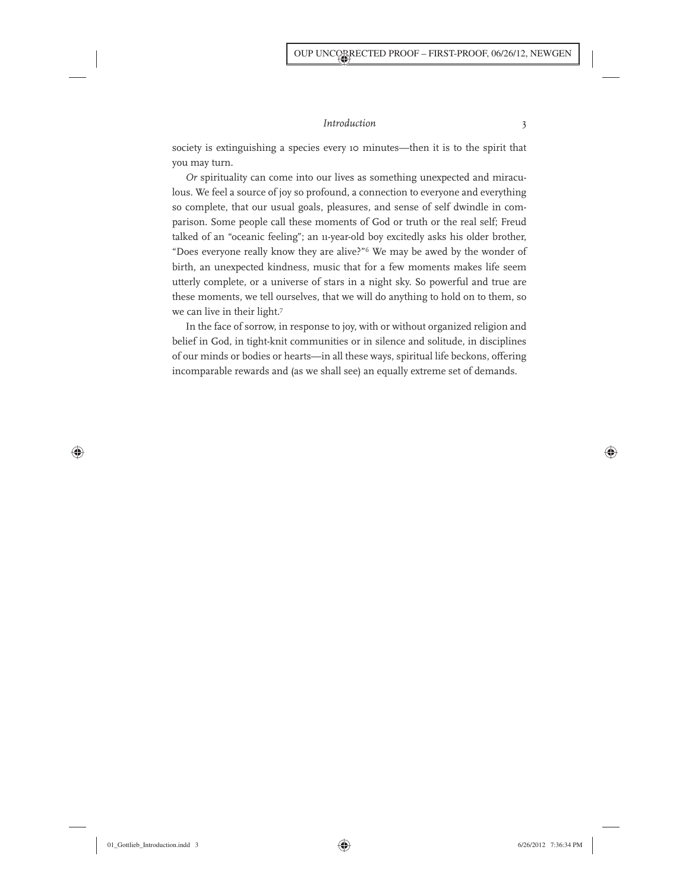society is extinguishing a species every 10 minutes—then it is to the spirit that you may turn.

*Or* spirituality can come into our lives as something unexpected and miraculous. We feel a source of joy so profound, a connection to everyone and everything so complete, that our usual goals, pleasures, and sense of self dwindle in comparison. Some people call these moments of God or truth or the real self; Freud talked of an "oceanic feeling"; an 11-year-old boy excitedly asks his older brother, "Does everyone really know they are alive?"[6] We may be awed by the wonder of birth, an unexpected kindness, music that for a few moments makes life seem utterly complete, or a universe of stars in a night sky. So powerful and true are these moments, we tell ourselves, that we will do anything to hold on to them, so we can live in their light.[7]

In the face of sorrow, in response to joy, with or without organized religion and belief in God, in tight-knit communities or in silence and solitude, in disciplines of our minds or bodies or hearts—in all these ways, spiritual life beckons, offering incomparable rewards and (as we shall see) an equally extreme set of demands.